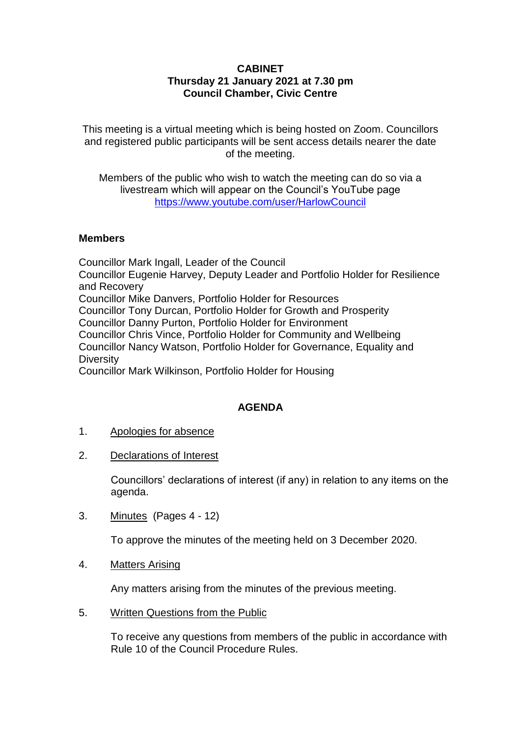# CABINET

**Thursday 21 January 2021 at 7.30 pm**
**Council Chamber, Civic Centre**

This meeting is a virtual meeting which is being hosted on Zoom. Councillors and registered public participants will be sent access details nearer the date of the meeting.

Members of the public who wish to watch the meeting can do so via a livestream which will appear on the Council's YouTube page https://www.youtube.com/user/HarlowCouncil

## Members

Councillor Mark Ingall, Leader of the Council
Councillor Eugenie Harvey, Deputy Leader and Portfolio Holder for Resilience and Recovery
Councillor Mike Danvers, Portfolio Holder for Resources
Councillor Tony Durcan, Portfolio Holder for Growth and Prosperity
Councillor Danny Purton, Portfolio Holder for Environment
Councillor Chris Vince, Portfolio Holder for Community and Wellbeing
Councillor Nancy Watson, Portfolio Holder for Governance, Equality and Diversity
Councillor Mark Wilkinson, Portfolio Holder for Housing

## AGENDA

1. Apologies for absence

2. Declarations of Interest

   Councillors' declarations of interest (if any) in relation to any items on the agenda.

3. Minutes (Pages 4 - 12)

   To approve the minutes of the meeting held on 3 December 2020.

4. Matters Arising

   Any matters arising from the minutes of the previous meeting.

5. Written Questions from the Public

   To receive any questions from members of the public in accordance with Rule 10 of the Council Procedure Rules.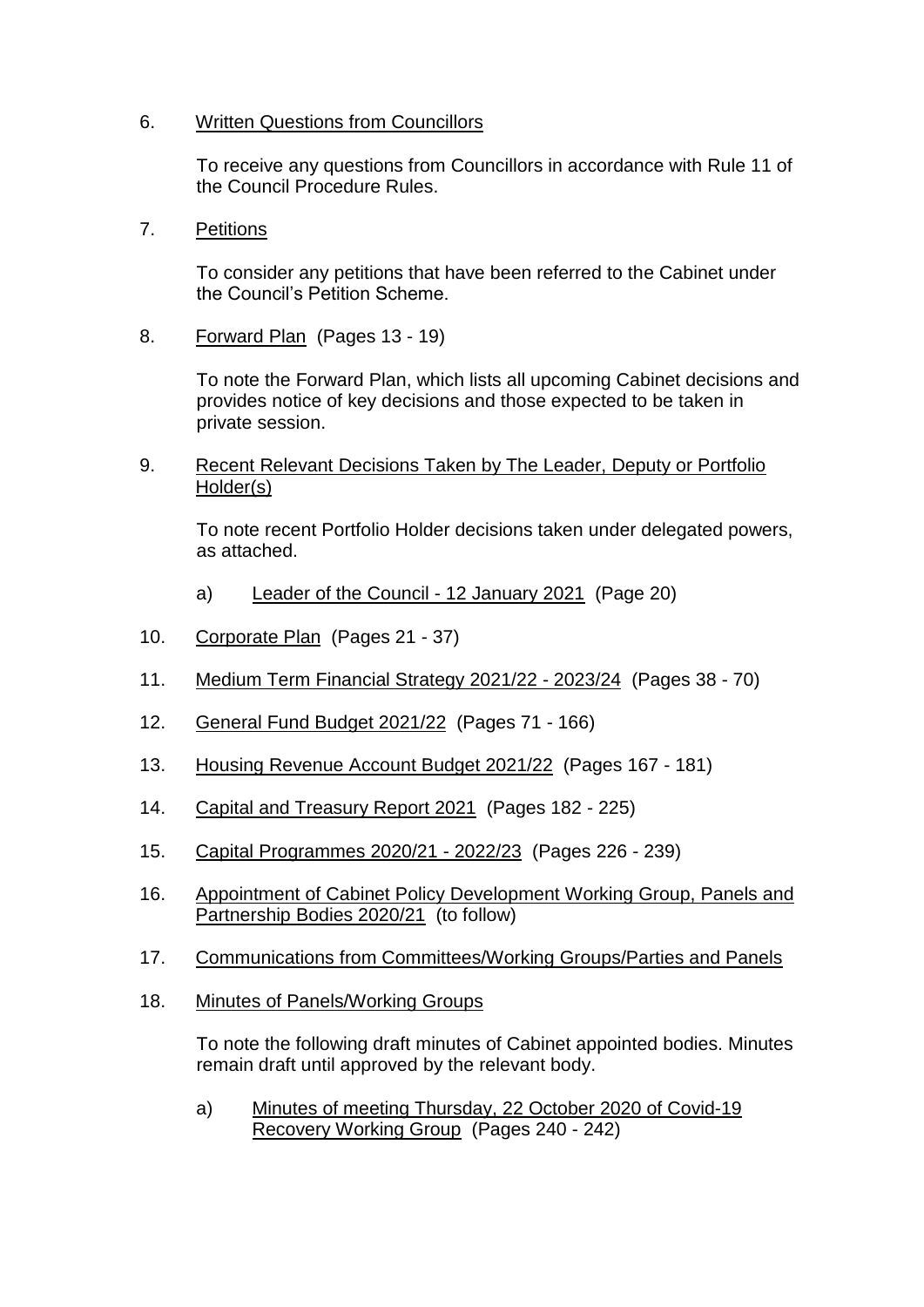6. Written Questions from Councillors

   To receive any questions from Councillors in accordance with Rule 11 of the Council Procedure Rules.

7. Petitions

   To consider any petitions that have been referred to the Cabinet under the Council's Petition Scheme.

8. Forward Plan (Pages 13 - 19)

   To note the Forward Plan, which lists all upcoming Cabinet decisions and provides notice of key decisions and those expected to be taken in private session.

9. Recent Relevant Decisions Taken by The Leader, Deputy or Portfolio Holder(s)

   To note recent Portfolio Holder decisions taken under delegated powers, as attached.

   a) Leader of the Council - 12 January 2021 (Page 20)

10. Corporate Plan (Pages 21 - 37)

11. Medium Term Financial Strategy 2021/22 - 2023/24 (Pages 38 - 70)

12. General Fund Budget 2021/22 (Pages 71 - 166)

13. Housing Revenue Account Budget 2021/22 (Pages 167 - 181)

14. Capital and Treasury Report 2021 (Pages 182 - 225)

15. Capital Programmes 2020/21 - 2022/23 (Pages 226 - 239)

16. Appointment of Cabinet Policy Development Working Group, Panels and Partnership Bodies 2020/21 (to follow)

17. Communications from Committees/Working Groups/Parties and Panels

18. Minutes of Panels/Working Groups

   To note the following draft minutes of Cabinet appointed bodies. Minutes remain draft until approved by the relevant body.

   a) Minutes of meeting Thursday, 22 October 2020 of Covid-19 Recovery Working Group (Pages 240 - 242)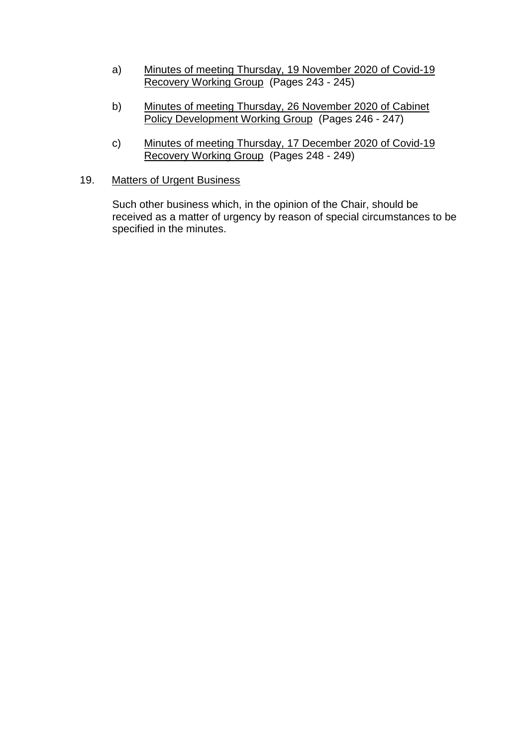a) Minutes of meeting Thursday, 19 November 2020 of Covid-19 Recovery Working Group (Pages 243 - 245)

b) Minutes of meeting Thursday, 26 November 2020 of Cabinet Policy Development Working Group (Pages 246 - 247)

c) Minutes of meeting Thursday, 17 December 2020 of Covid-19 Recovery Working Group (Pages 248 - 249)

19. Matters of Urgent Business

Such other business which, in the opinion of the Chair, should be received as a matter of urgency by reason of special circumstances to be specified in the minutes.